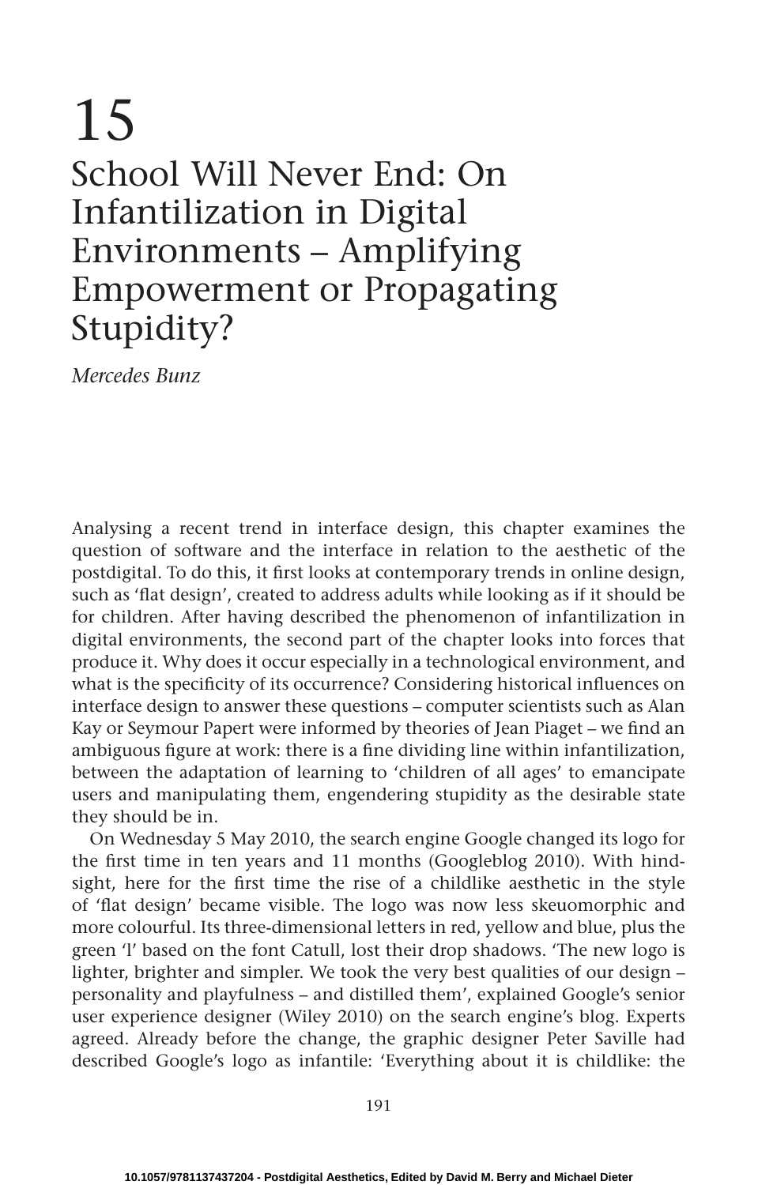# 15

# School Will Never End: On Infantilization in Digital Environments – Amplifying Empowerment or Propagating Stupidity?

*Mercedes Bunz*

Analysing a recent trend in interface design, this chapter examines the question of software and the interface in relation to the aesthetic of the postdigital. To do this, it first looks at contemporary trends in online design, such as 'flat design', created to address adults while looking as if it should be for children. After having described the phenomenon of infantilization in digital environments, the second part of the chapter looks into forces that produce it. Why does it occur especially in a technological environment, and what is the specificity of its occurrence? Considering historical influences on interface design to answer these questions – computer scientists such as Alan Kay or Seymour Papert were informed by theories of Jean Piaget – we find an ambiguous figure at work: there is a fine dividing line within infantilization, between the adaptation of learning to 'children of all ages' to emancipate users and manipulating them, engendering stupidity as the desirable state they should be in.

On Wednesday 5 May 2010, the search engine Google changed its logo for the first time in ten years and 11 months (Googleblog 2010). With hindsight, here for the first time the rise of a childlike aesthetic in the style of 'flat design' became visible. The logo was now less skeuomorphic and more colourful. Its three-dimensional letters in red, yellow and blue, plus the green 'l' based on the font Catull, lost their drop shadows. 'The new logo is lighter, brighter and simpler. We took the very best qualities of our design – personality and playfulness – and distilled them', explained Google's senior user experience designer (Wiley 2010) on the search engine's blog. Experts agreed. Already before the change, the graphic designer Peter Saville had described Google's logo as infantile: 'Everything about it is childlike: the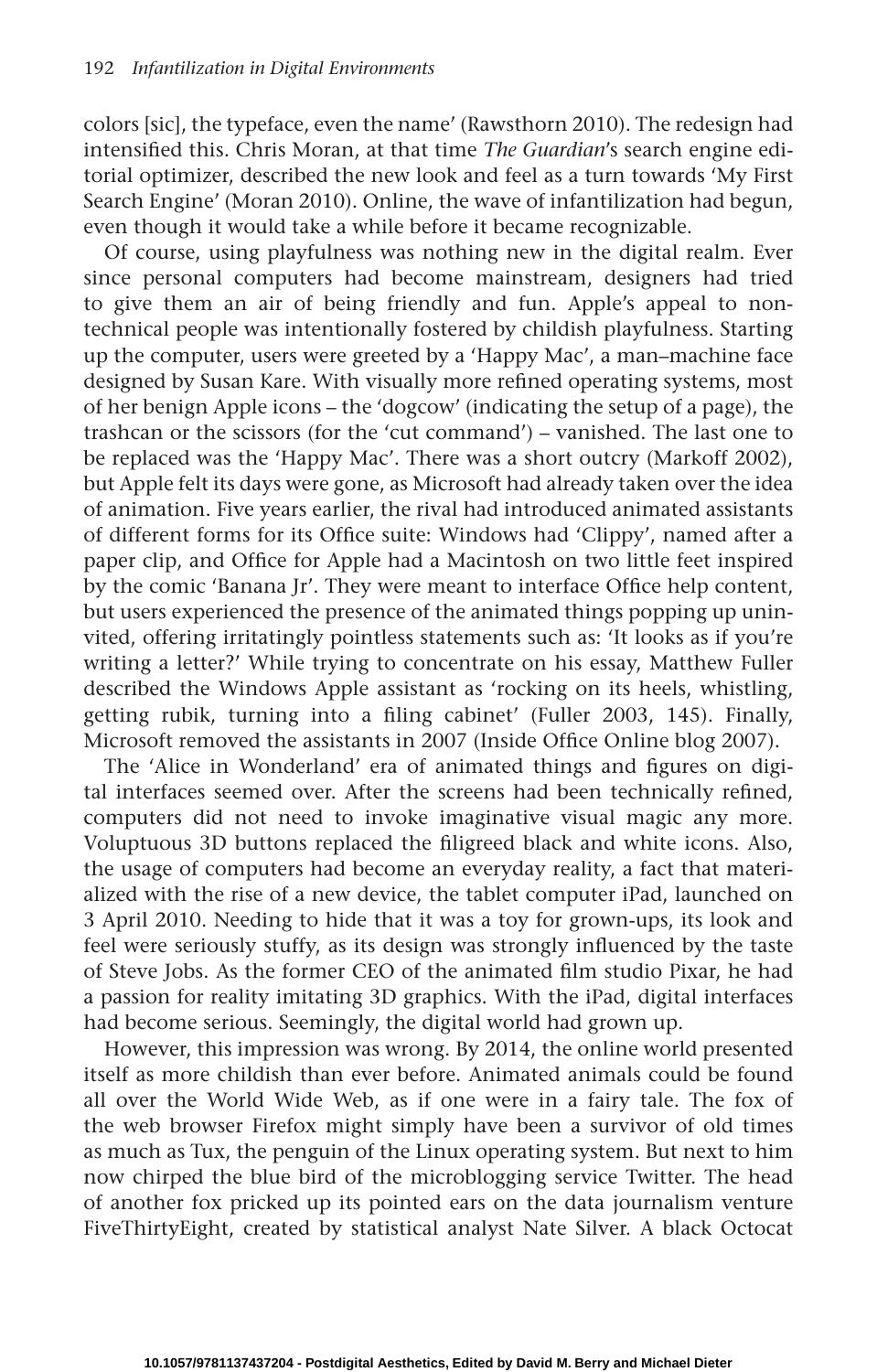colors [sic], the typeface, even the name' (Rawsthorn 2010). The redesign had intensified this. Chris Moran, at that time *The Guardian*'s search engine editorial optimizer, described the new look and feel as a turn towards 'My First Search Engine' (Moran 2010). Online, the wave of infantilization had begun, even though it would take a while before it became recognizable.

Of course, using playfulness was nothing new in the digital realm. Ever since personal computers had become mainstream, designers had tried to give them an air of being friendly and fun. Apple's appeal to non-technical people was intentionally fostered by childish playfulness. Starting up the computer, users were greeted by a 'Happy Mac', a man–machine face designed by Susan Kare. With visually more refined operating systems, most of her benign Apple icons – the 'dogcow' (indicating the setup of a page), the trashcan or the scissors (for the 'cut command') – vanished. The last one to be replaced was the 'Happy Mac'. There was a short outcry (Markoff 2002), but Apple felt its days were gone, as Microsoft had already taken over the idea of animation. Five years earlier, the rival had introduced animated assistants of different forms for its Office suite: Windows had 'Clippy', named after a paper clip, and Office for Apple had a Macintosh on two little feet inspired by the comic 'Banana Jr'. They were meant to interface Office help content, but users experienced the presence of the animated things popping up uninvited, offering irritatingly pointless statements such as: 'It looks as if you're writing a letter?' While trying to concentrate on his essay, Matthew Fuller described the Windows Apple assistant as 'rocking on its heels, whistling, getting rubik, turning into a filing cabinet' (Fuller 2003, 145). Finally, Microsoft removed the assistants in 2007 (Inside Office Online blog 2007).

The 'Alice in Wonderland' era of animated things and figures on digital interfaces seemed over. After the screens had been technically refined, computers did not need to invoke imaginative visual magic any more. Voluptuous 3D buttons replaced the filigreed black and white icons. Also, the usage of computers had become an everyday reality, a fact that materialized with the rise of a new device, the tablet computer iPad, launched on 3 April 2010. Needing to hide that it was a toy for grown-ups, its look and feel were seriously stuffy, as its design was strongly influenced by the taste of Steve Jobs. As the former CEO of the animated film studio Pixar, he had a passion for reality imitating 3D graphics. With the iPad, digital interfaces had become serious. Seemingly, the digital world had grown up.

However, this impression was wrong. By 2014, the online world presented itself as more childish than ever before. Animated animals could be found all over the World Wide Web, as if one were in a fairy tale. The fox of the web browser Firefox might simply have been a survivor of old times as much as Tux, the penguin of the Linux operating system. But next to him now chirped the blue bird of the microblogging service Twitter. The head of another fox pricked up its pointed ears on the data journalism venture FiveThirtyEight, created by statistical analyst Nate Silver. A black Octocat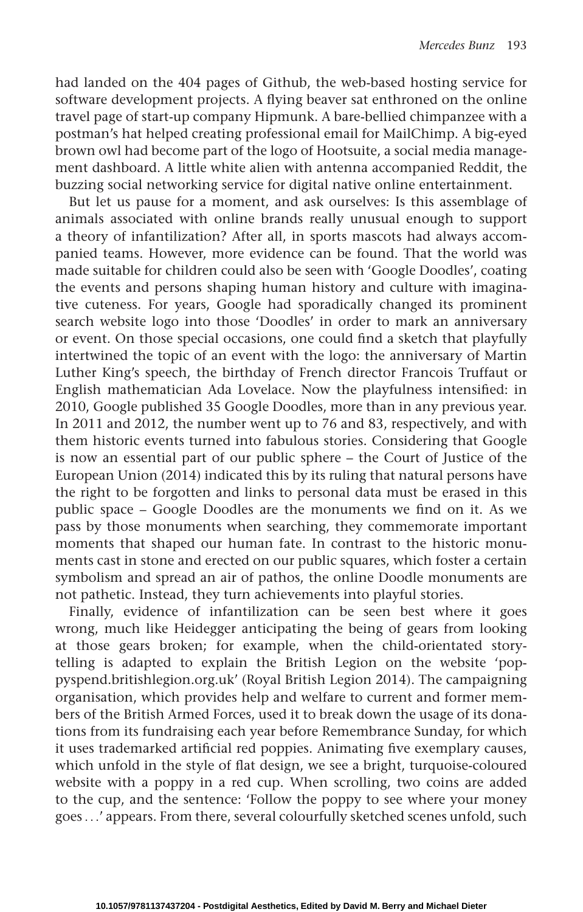had landed on the 404 pages of Github, the web-based hosting service for software development projects. A flying beaver sat enthroned on the online travel page of start-up company Hipmunk. A bare-bellied chimpanzee with a postman's hat helped creating professional email for MailChimp. A big-eyed brown owl had become part of the logo of Hootsuite, a social media management dashboard. A little white alien with antenna accompanied Reddit, the buzzing social networking service for digital native online entertainment.

But let us pause for a moment, and ask ourselves: Is this assemblage of animals associated with online brands really unusual enough to support a theory of infantilization? After all, in sports mascots had always accompanied teams. However, more evidence can be found. That the world was made suitable for children could also be seen with 'Google Doodles', coating the events and persons shaping human history and culture with imaginative cuteness. For years, Google had sporadically changed its prominent search website logo into those 'Doodles' in order to mark an anniversary or event. On those special occasions, one could find a sketch that playfully intertwined the topic of an event with the logo: the anniversary of Martin Luther King's speech, the birthday of French director Francois Truffaut or English mathematician Ada Lovelace. Now the playfulness intensified: in 2010, Google published 35 Google Doodles, more than in any previous year. In 2011 and 2012, the number went up to 76 and 83, respectively, and with them historic events turned into fabulous stories. Considering that Google is now an essential part of our public sphere – the Court of Justice of the European Union (2014) indicated this by its ruling that natural persons have the right to be forgotten and links to personal data must be erased in this public space – Google Doodles are the monuments we find on it. As we pass by those monuments when searching, they commemorate important moments that shaped our human fate. In contrast to the historic monuments cast in stone and erected on our public squares, which foster a certain symbolism and spread an air of pathos, the online Doodle monuments are not pathetic. Instead, they turn achievements into playful stories.

Finally, evidence of infantilization can be seen best where it goes wrong, much like Heidegger anticipating the being of gears from looking at those gears broken; for example, when the child-orientated storytelling is adapted to explain the British Legion on the website 'poppyspend.britishlegion.org.uk' (Royal British Legion 2014). The campaigning organisation, which provides help and welfare to current and former members of the British Armed Forces, used it to break down the usage of its donations from its fundraising each year before Remembrance Sunday, for which it uses trademarked artificial red poppies. Animating five exemplary causes, which unfold in the style of flat design, we see a bright, turquoise-coloured website with a poppy in a red cup. When scrolling, two coins are added to the cup, and the sentence: 'Follow the poppy to see where your money goes ...' appears. From there, several colourfully sketched scenes unfold, such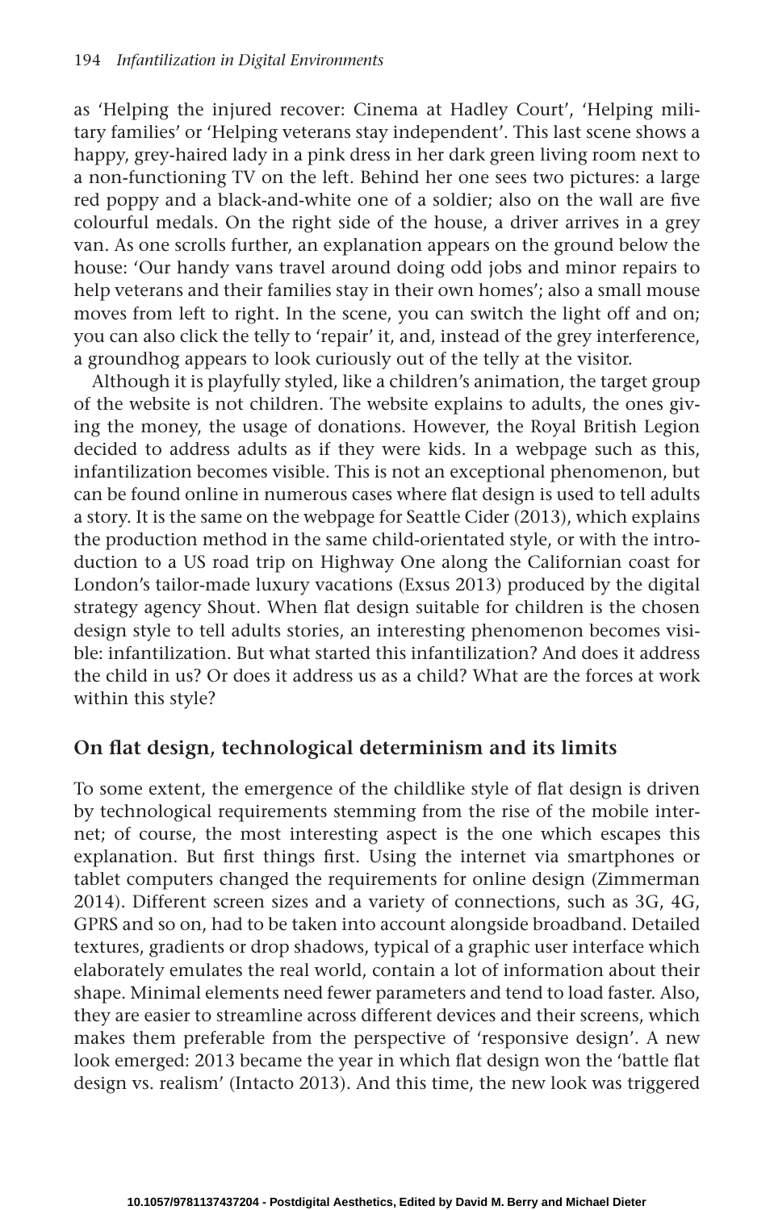as 'Helping the injured recover: Cinema at Hadley Court', 'Helping military families' or 'Helping veterans stay independent'. This last scene shows a happy, grey-haired lady in a pink dress in her dark green living room next to a non-functioning TV on the left. Behind her one sees two pictures: a large red poppy and a black-and-white one of a soldier; also on the wall are five colourful medals. On the right side of the house, a driver arrives in a grey van. As one scrolls further, an explanation appears on the ground below the house: 'Our handy vans travel around doing odd jobs and minor repairs to help veterans and their families stay in their own homes'; also a small mouse moves from left to right. In the scene, you can switch the light off and on; you can also click the telly to 'repair' it, and, instead of the grey interference, a groundhog appears to look curiously out of the telly at the visitor.

Although it is playfully styled, like a children's animation, the target group of the website is not children. The website explains to adults, the ones giving the money, the usage of donations. However, the Royal British Legion decided to address adults as if they were kids. In a webpage such as this, infantilization becomes visible. This is not an exceptional phenomenon, but can be found online in numerous cases where flat design is used to tell adults a story. It is the same on the webpage for Seattle Cider (2013), which explains the production method in the same child-orientated style, or with the introduction to a US road trip on Highway One along the Californian coast for London's tailor-made luxury vacations (Exsus 2013) produced by the digital strategy agency Shout. When flat design suitable for children is the chosen design style to tell adults stories, an interesting phenomenon becomes visible: infantilization. But what started this infantilization? And does it address the child in us? Or does it address us as a child? What are the forces at work within this style?

## On flat design, technological determinism and its limits

To some extent, the emergence of the childlike style of flat design is driven by technological requirements stemming from the rise of the mobile internet; of course, the most interesting aspect is the one which escapes this explanation. But first things first. Using the internet via smartphones or tablet computers changed the requirements for online design (Zimmerman 2014). Different screen sizes and a variety of connections, such as 3G, 4G, GPRS and so on, had to be taken into account alongside broadband. Detailed textures, gradients or drop shadows, typical of a graphic user interface which elaborately emulates the real world, contain a lot of information about their shape. Minimal elements need fewer parameters and tend to load faster. Also, they are easier to streamline across different devices and their screens, which makes them preferable from the perspective of 'responsive design'. A new look emerged: 2013 became the year in which flat design won the 'battle flat design vs. realism' (Intacto 2013). And this time, the new look was triggered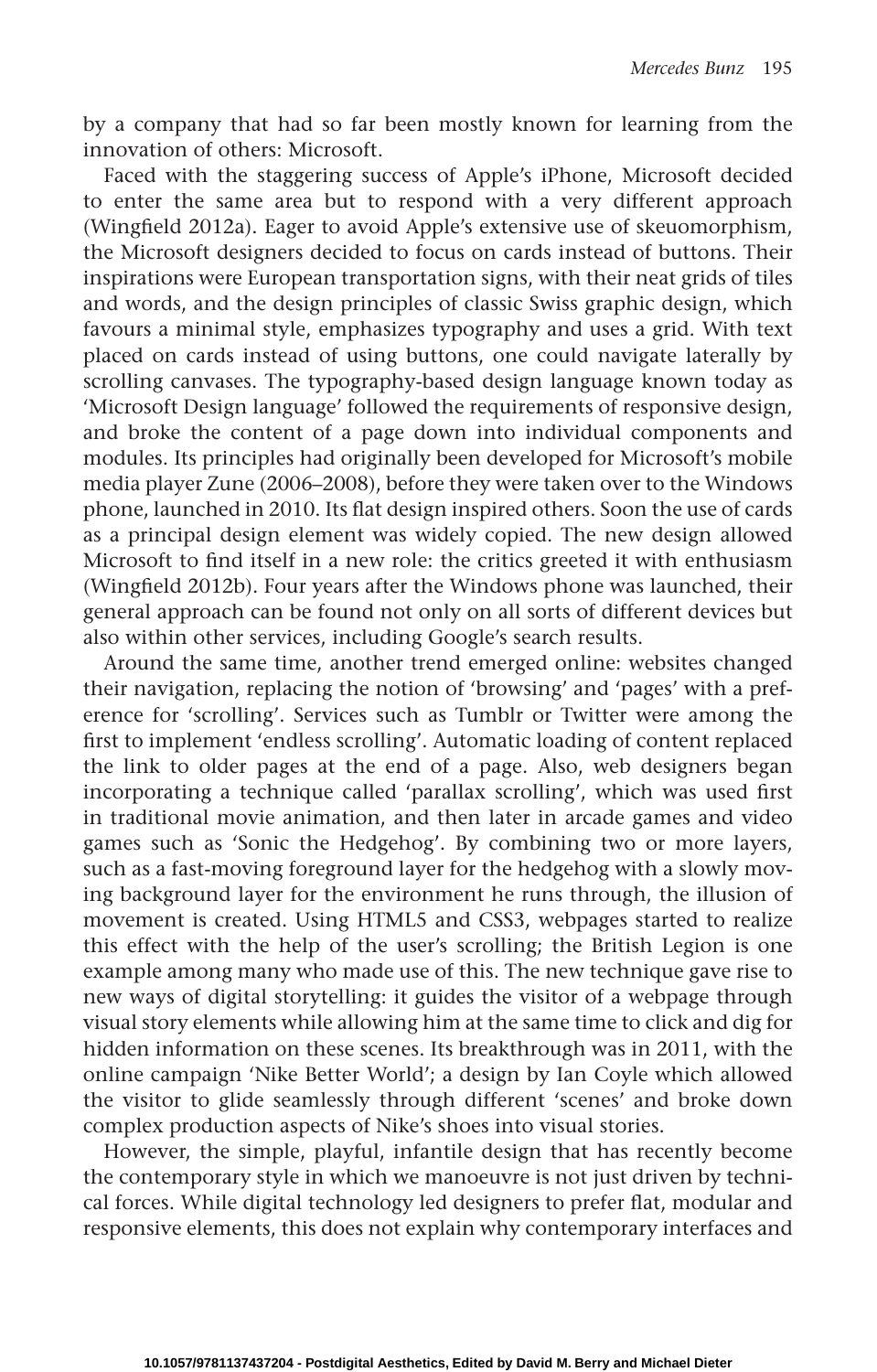by a company that had so far been mostly known for learning from the innovation of others: Microsoft.

Faced with the staggering success of Apple's iPhone, Microsoft decided to enter the same area but to respond with a very different approach (Wingfield 2012a). Eager to avoid Apple's extensive use of skeuomorphism, the Microsoft designers decided to focus on cards instead of buttons. Their inspirations were European transportation signs, with their neat grids of tiles and words, and the design principles of classic Swiss graphic design, which favours a minimal style, emphasizes typography and uses a grid. With text placed on cards instead of using buttons, one could navigate laterally by scrolling canvases. The typography-based design language known today as 'Microsoft Design language' followed the requirements of responsive design, and broke the content of a page down into individual components and modules. Its principles had originally been developed for Microsoft's mobile media player Zune (2006–2008), before they were taken over to the Windows phone, launched in 2010. Its flat design inspired others. Soon the use of cards as a principal design element was widely copied. The new design allowed Microsoft to find itself in a new role: the critics greeted it with enthusiasm (Wingfield 2012b). Four years after the Windows phone was launched, their general approach can be found not only on all sorts of different devices but also within other services, including Google's search results.

Around the same time, another trend emerged online: websites changed their navigation, replacing the notion of 'browsing' and 'pages' with a preference for 'scrolling'. Services such as Tumblr or Twitter were among the first to implement 'endless scrolling'. Automatic loading of content replaced the link to older pages at the end of a page. Also, web designers began incorporating a technique called 'parallax scrolling', which was used first in traditional movie animation, and then later in arcade games and video games such as 'Sonic the Hedgehog'. By combining two or more layers, such as a fast-moving foreground layer for the hedgehog with a slowly moving background layer for the environment he runs through, the illusion of movement is created. Using HTML5 and CSS3, webpages started to realize this effect with the help of the user's scrolling; the British Legion is one example among many who made use of this. The new technique gave rise to new ways of digital storytelling: it guides the visitor of a webpage through visual story elements while allowing him at the same time to click and dig for hidden information on these scenes. Its breakthrough was in 2011, with the online campaign 'Nike Better World'; a design by Ian Coyle which allowed the visitor to glide seamlessly through different 'scenes' and broke down complex production aspects of Nike's shoes into visual stories.

However, the simple, playful, infantile design that has recently become the contemporary style in which we manoeuvre is not just driven by technical forces. While digital technology led designers to prefer flat, modular and responsive elements, this does not explain why contemporary interfaces and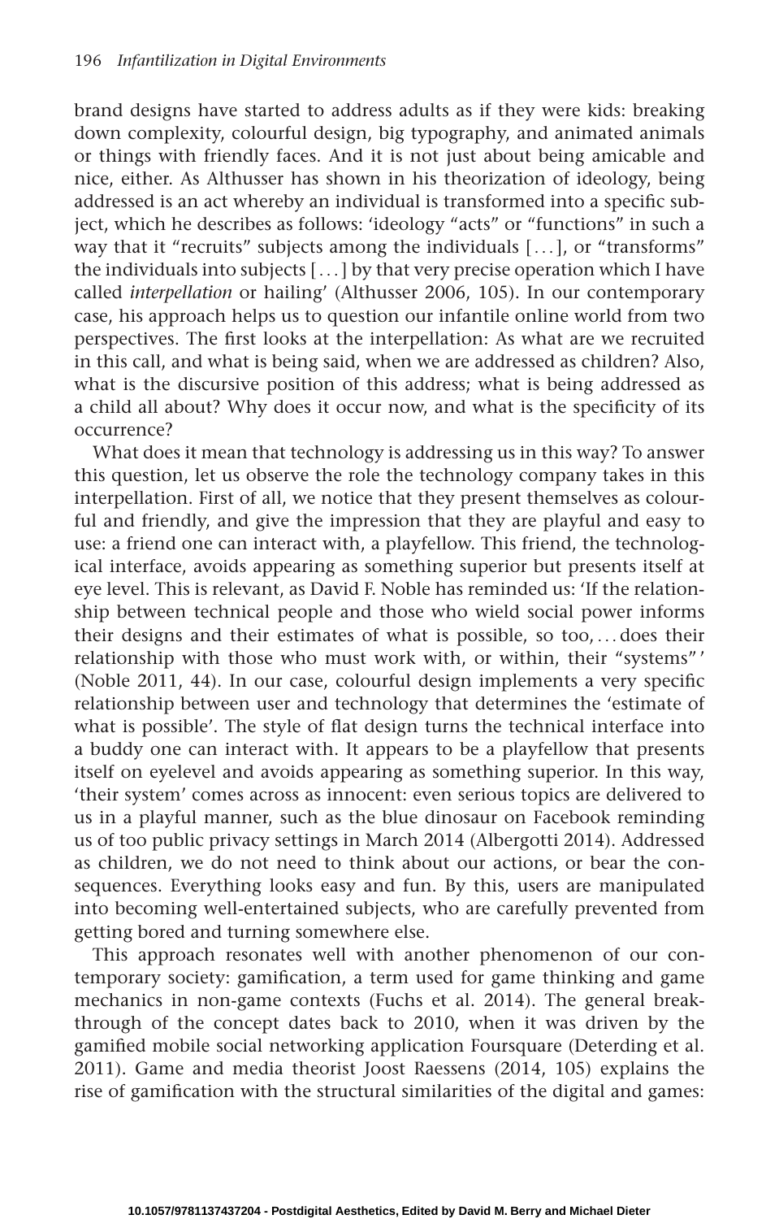brand designs have started to address adults as if they were kids: breaking down complexity, colourful design, big typography, and animated animals or things with friendly faces. And it is not just about being amicable and nice, either. As Althusser has shown in his theorization of ideology, being addressed is an act whereby an individual is transformed into a specific subject, which he describes as follows: 'ideology "acts" or "functions" in such a way that it "recruits" subjects among the individuals [...], or "transforms" the individuals into subjects [...] by that very precise operation which I have called *interpellation* or hailing' (Althusser 2006, 105). In our contemporary case, his approach helps us to question our infantile online world from two perspectives. The first looks at the interpellation: As what are we recruited in this call, and what is being said, when we are addressed as children? Also, what is the discursive position of this address; what is being addressed as a child all about? Why does it occur now, and what is the specificity of its occurrence?

What does it mean that technology is addressing us in this way? To answer this question, let us observe the role the technology company takes in this interpellation. First of all, we notice that they present themselves as colourful and friendly, and give the impression that they are playful and easy to use: a friend one can interact with, a playfellow. This friend, the technological interface, avoids appearing as something superior but presents itself at eye level. This is relevant, as David F. Noble has reminded us: 'If the relationship between technical people and those who wield social power informs their designs and their estimates of what is possible, so too, ... does their relationship with those who must work with, or within, their "systems"' (Noble 2011, 44). In our case, colourful design implements a very specific relationship between user and technology that determines the 'estimate of what is possible'. The style of flat design turns the technical interface into a buddy one can interact with. It appears to be a playfellow that presents itself on eyelevel and avoids appearing as something superior. In this way, 'their system' comes across as innocent: even serious topics are delivered to us in a playful manner, such as the blue dinosaur on Facebook reminding us of too public privacy settings in March 2014 (Albergotti 2014). Addressed as children, we do not need to think about our actions, or bear the consequences. Everything looks easy and fun. By this, users are manipulated into becoming well-entertained subjects, who are carefully prevented from getting bored and turning somewhere else.

This approach resonates well with another phenomenon of our contemporary society: gamification, a term used for game thinking and game mechanics in non-game contexts (Fuchs et al. 2014). The general breakthrough of the concept dates back to 2010, when it was driven by the gamified mobile social networking application Foursquare (Deterding et al. 2011). Game and media theorist Joost Raessens (2014, 105) explains the rise of gamification with the structural similarities of the digital and games: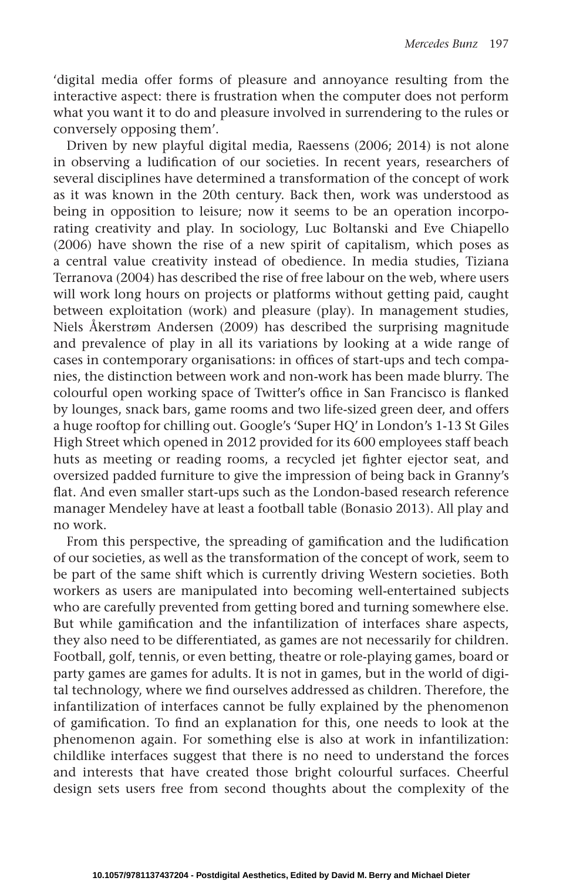'digital media offer forms of pleasure and annoyance resulting from the interactive aspect: there is frustration when the computer does not perform what you want it to do and pleasure involved in surrendering to the rules or conversely opposing them'.

Driven by new playful digital media, Raessens (2006; 2014) is not alone in observing a ludification of our societies. In recent years, researchers of several disciplines have determined a transformation of the concept of work as it was known in the 20th century. Back then, work was understood as being in opposition to leisure; now it seems to be an operation incorporating creativity and play. In sociology, Luc Boltanski and Eve Chiapello (2006) have shown the rise of a new spirit of capitalism, which poses as a central value creativity instead of obedience. In media studies, Tiziana Terranova (2004) has described the rise of free labour on the web, where users will work long hours on projects or platforms without getting paid, caught between exploitation (work) and pleasure (play). In management studies, Niels Åkerstrøm Andersen (2009) has described the surprising magnitude and prevalence of play in all its variations by looking at a wide range of cases in contemporary organisations: in offices of start-ups and tech companies, the distinction between work and non-work has been made blurry. The colourful open working space of Twitter's office in San Francisco is flanked by lounges, snack bars, game rooms and two life-sized green deer, and offers a huge rooftop for chilling out. Google's 'Super HQ' in London's 1-13 St Giles High Street which opened in 2012 provided for its 600 employees staff beach huts as meeting or reading rooms, a recycled jet fighter ejector seat, and oversized padded furniture to give the impression of being back in Granny's flat. And even smaller start-ups such as the London-based research reference manager Mendeley have at least a football table (Bonasio 2013). All play and no work.

From this perspective, the spreading of gamification and the ludification of our societies, as well as the transformation of the concept of work, seem to be part of the same shift which is currently driving Western societies. Both workers as users are manipulated into becoming well-entertained subjects who are carefully prevented from getting bored and turning somewhere else. But while gamification and the infantilization of interfaces share aspects, they also need to be differentiated, as games are not necessarily for children. Football, golf, tennis, or even betting, theatre or role-playing games, board or party games are games for adults. It is not in games, but in the world of digital technology, where we find ourselves addressed as children. Therefore, the infantilization of interfaces cannot be fully explained by the phenomenon of gamification. To find an explanation for this, one needs to look at the phenomenon again. For something else is also at work in infantilization: childlike interfaces suggest that there is no need to understand the forces and interests that have created those bright colourful surfaces. Cheerful design sets users free from second thoughts about the complexity of the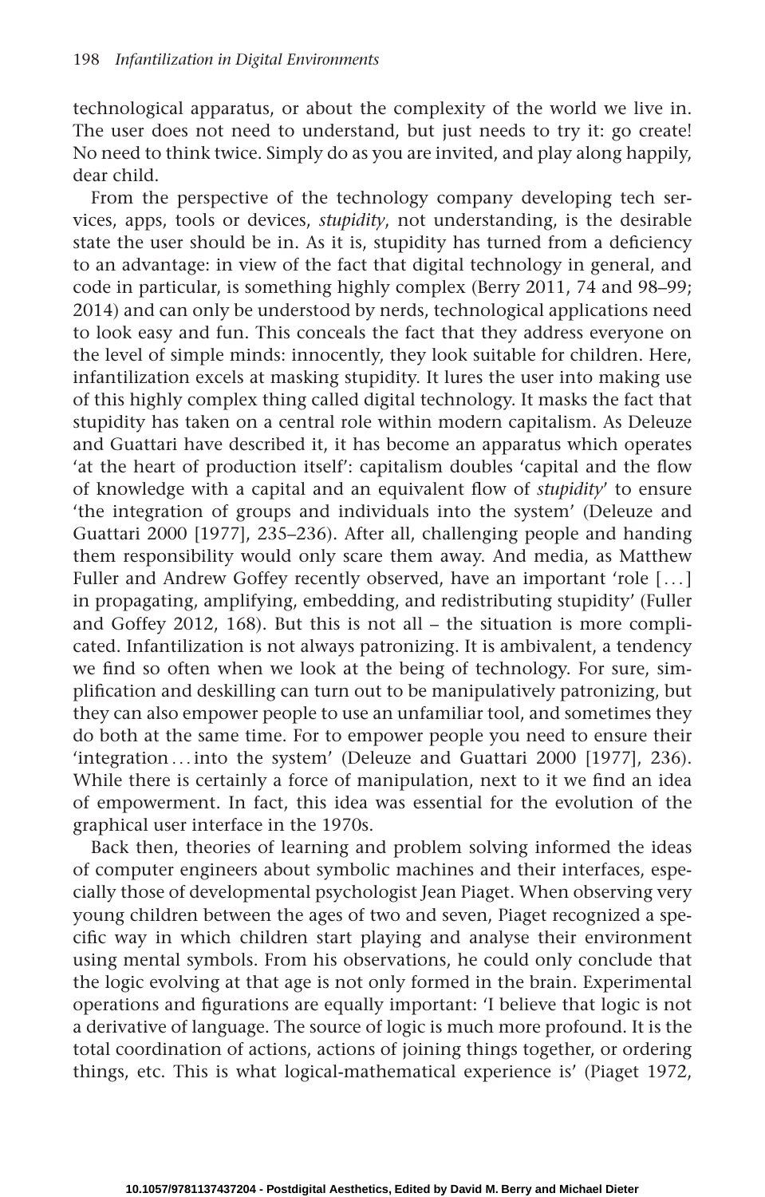technological apparatus, or about the complexity of the world we live in. The user does not need to understand, but just needs to try it: go create! No need to think twice. Simply do as you are invited, and play along happily, dear child.

From the perspective of the technology company developing tech services, apps, tools or devices, *stupidity*, not understanding, is the desirable state the user should be in. As it is, stupidity has turned from a deficiency to an advantage: in view of the fact that digital technology in general, and code in particular, is something highly complex (Berry 2011, 74 and 98–99; 2014) and can only be understood by nerds, technological applications need to look easy and fun. This conceals the fact that they address everyone on the level of simple minds: innocently, they look suitable for children. Here, infantilization excels at masking stupidity. It lures the user into making use of this highly complex thing called digital technology. It masks the fact that stupidity has taken on a central role within modern capitalism. As Deleuze and Guattari have described it, it has become an apparatus which operates 'at the heart of production itself': capitalism doubles 'capital and the flow of knowledge with a capital and an equivalent flow of *stupidity*' to ensure 'the integration of groups and individuals into the system' (Deleuze and Guattari 2000 [1977], 235–236). After all, challenging people and handing them responsibility would only scare them away. And media, as Matthew Fuller and Andrew Goffey recently observed, have an important 'role [...] in propagating, amplifying, embedding, and redistributing stupidity' (Fuller and Goffey 2012, 168). But this is not all – the situation is more complicated. Infantilization is not always patronizing. It is ambivalent, a tendency we find so often when we look at the being of technology. For sure, simplification and deskilling can turn out to be manipulatively patronizing, but they can also empower people to use an unfamiliar tool, and sometimes they do both at the same time. For to empower people you need to ensure their 'integration ... into the system' (Deleuze and Guattari 2000 [1977], 236). While there is certainly a force of manipulation, next to it we find an idea of empowerment. In fact, this idea was essential for the evolution of the graphical user interface in the 1970s.

Back then, theories of learning and problem solving informed the ideas of computer engineers about symbolic machines and their interfaces, especially those of developmental psychologist Jean Piaget. When observing very young children between the ages of two and seven, Piaget recognized a specific way in which children start playing and analyse their environment using mental symbols. From his observations, he could only conclude that the logic evolving at that age is not only formed in the brain. Experimental operations and figurations are equally important: 'I believe that logic is not a derivative of language. The source of logic is much more profound. It is the total coordination of actions, actions of joining things together, or ordering things, etc. This is what logical-mathematical experience is' (Piaget 1972,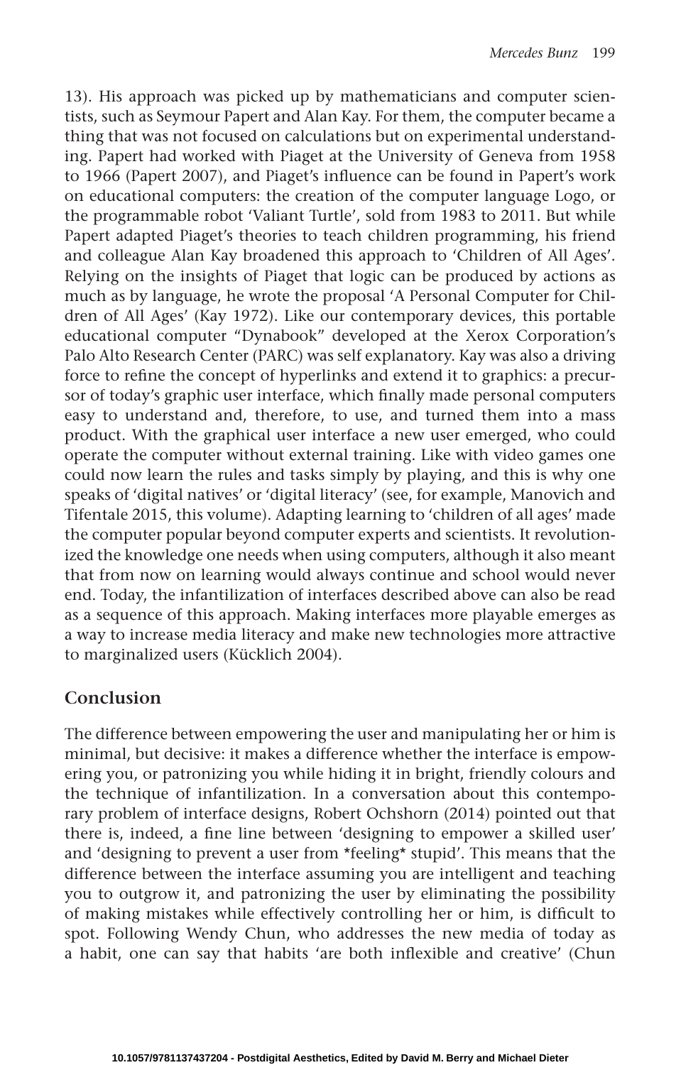13). His approach was picked up by mathematicians and computer scientists, such as Seymour Papert and Alan Kay. For them, the computer became a thing that was not focused on calculations but on experimental understanding. Papert had worked with Piaget at the University of Geneva from 1958 to 1966 (Papert 2007), and Piaget's influence can be found in Papert's work on educational computers: the creation of the computer language Logo, or the programmable robot 'Valiant Turtle', sold from 1983 to 2011. But while Papert adapted Piaget's theories to teach children programming, his friend and colleague Alan Kay broadened this approach to 'Children of All Ages'. Relying on the insights of Piaget that logic can be produced by actions as much as by language, he wrote the proposal 'A Personal Computer for Children of All Ages' (Kay 1972). Like our contemporary devices, this portable educational computer "Dynabook" developed at the Xerox Corporation's Palo Alto Research Center (PARC) was self explanatory. Kay was also a driving force to refine the concept of hyperlinks and extend it to graphics: a precursor of today's graphic user interface, which finally made personal computers easy to understand and, therefore, to use, and turned them into a mass product. With the graphical user interface a new user emerged, who could operate the computer without external training. Like with video games one could now learn the rules and tasks simply by playing, and this is why one speaks of 'digital natives' or 'digital literacy' (see, for example, Manovich and Tifentale 2015, this volume). Adapting learning to 'children of all ages' made the computer popular beyond computer experts and scientists. It revolutionized the knowledge one needs when using computers, although it also meant that from now on learning would always continue and school would never end. Today, the infantilization of interfaces described above can also be read as a sequence of this approach. Making interfaces more playable emerges as a way to increase media literacy and make new technologies more attractive to marginalized users (Kücklich 2004).

## Conclusion

The difference between empowering the user and manipulating her or him is minimal, but decisive: it makes a difference whether the interface is empowering you, or patronizing you while hiding it in bright, friendly colours and the technique of infantilization. In a conversation about this contemporary problem of interface designs, Robert Ochshorn (2014) pointed out that there is, indeed, a fine line between 'designing to empower a skilled user' and 'designing to prevent a user from *feeling* stupid'. This means that the difference between the interface assuming you are intelligent and teaching you to outgrow it, and patronizing the user by eliminating the possibility of making mistakes while effectively controlling her or him, is difficult to spot. Following Wendy Chun, who addresses the new media of today as a habit, one can say that habits 'are both inflexible and creative' (Chun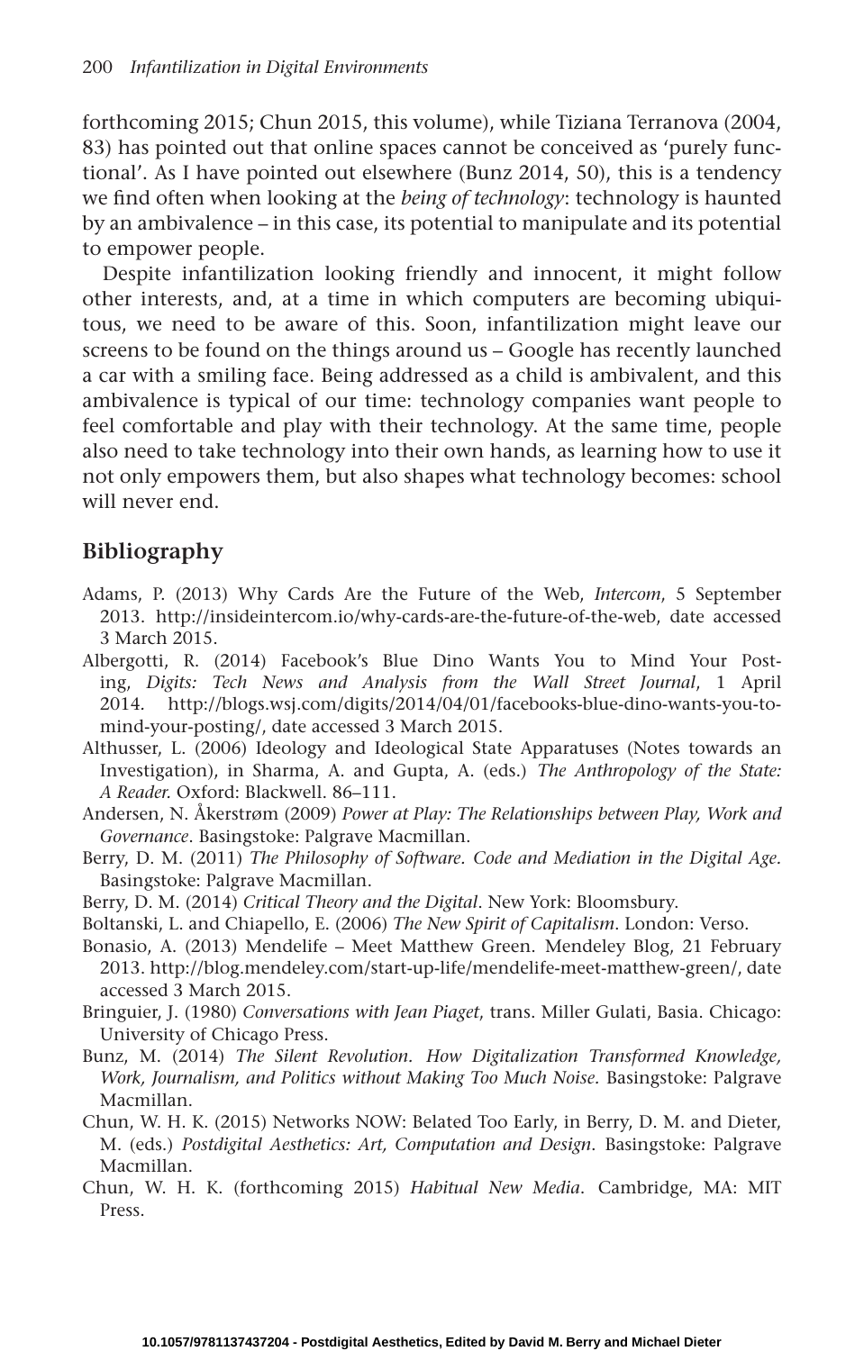forthcoming 2015; Chun 2015, this volume), while Tiziana Terranova (2004, 83) has pointed out that online spaces cannot be conceived as 'purely functional'. As I have pointed out elsewhere (Bunz 2014, 50), this is a tendency we find often when looking at the *being of technology*: technology is haunted by an ambivalence – in this case, its potential to manipulate and its potential to empower people.

Despite infantilization looking friendly and innocent, it might follow other interests, and, at a time in which computers are becoming ubiquitous, we need to be aware of this. Soon, infantilization might leave our screens to be found on the things around us – Google has recently launched a car with a smiling face. Being addressed as a child is ambivalent, and this ambivalence is typical of our time: technology companies want people to feel comfortable and play with their technology. At the same time, people also need to take technology into their own hands, as learning how to use it not only empowers them, but also shapes what technology becomes: school will never end.

## Bibliography

Adams, P. (2013) Why Cards Are the Future of the Web, *Intercom*, 5 September 2013. http://insideintercom.io/why-cards-are-the-future-of-the-web, date accessed 3 March 2015.

Albergotti, R. (2014) Facebook's Blue Dino Wants You to Mind Your Posting, *Digits: Tech News and Analysis from the Wall Street Journal*, 1 April 2014. http://blogs.wsj.com/digits/2014/04/01/facebooks-blue-dino-wants-you-to-mind-your-posting/, date accessed 3 March 2015.

Althusser, L. (2006) Ideology and Ideological State Apparatuses (Notes towards an Investigation), in Sharma, A. and Gupta, A. (eds.) *The Anthropology of the State: A Reader.* Oxford: Blackwell. 86–111.

Andersen, N. Åkerstrøm (2009) *Power at Play: The Relationships between Play, Work and Governance*. Basingstoke: Palgrave Macmillan.

Berry, D. M. (2011) *The Philosophy of Software. Code and Mediation in the Digital Age.* Basingstoke: Palgrave Macmillan.

Berry, D. M. (2014) *Critical Theory and the Digital*. New York: Bloomsbury.

Boltanski, L. and Chiapello, E. (2006) *The New Spirit of Capitalism*. London: Verso.

Bonasio, A. (2013) Mendelife – Meet Matthew Green. Mendeley Blog, 21 February 2013. http://blog.mendeley.com/start-up-life/mendelife-meet-matthew-green/, date accessed 3 March 2015.

Bringuier, J. (1980) *Conversations with Jean Piaget*, trans. Miller Gulati, Basia. Chicago: University of Chicago Press.

Bunz, M. (2014) *The Silent Revolution. How Digitalization Transformed Knowledge, Work, Journalism, and Politics without Making Too Much Noise.* Basingstoke: Palgrave Macmillan.

Chun, W. H. K. (2015) Networks NOW: Belated Too Early, in Berry, D. M. and Dieter, M. (eds.) *Postdigital Aesthetics: Art, Computation and Design*. Basingstoke: Palgrave Macmillan.

Chun, W. H. K. (forthcoming 2015) *Habitual New Media*. Cambridge, MA: MIT Press.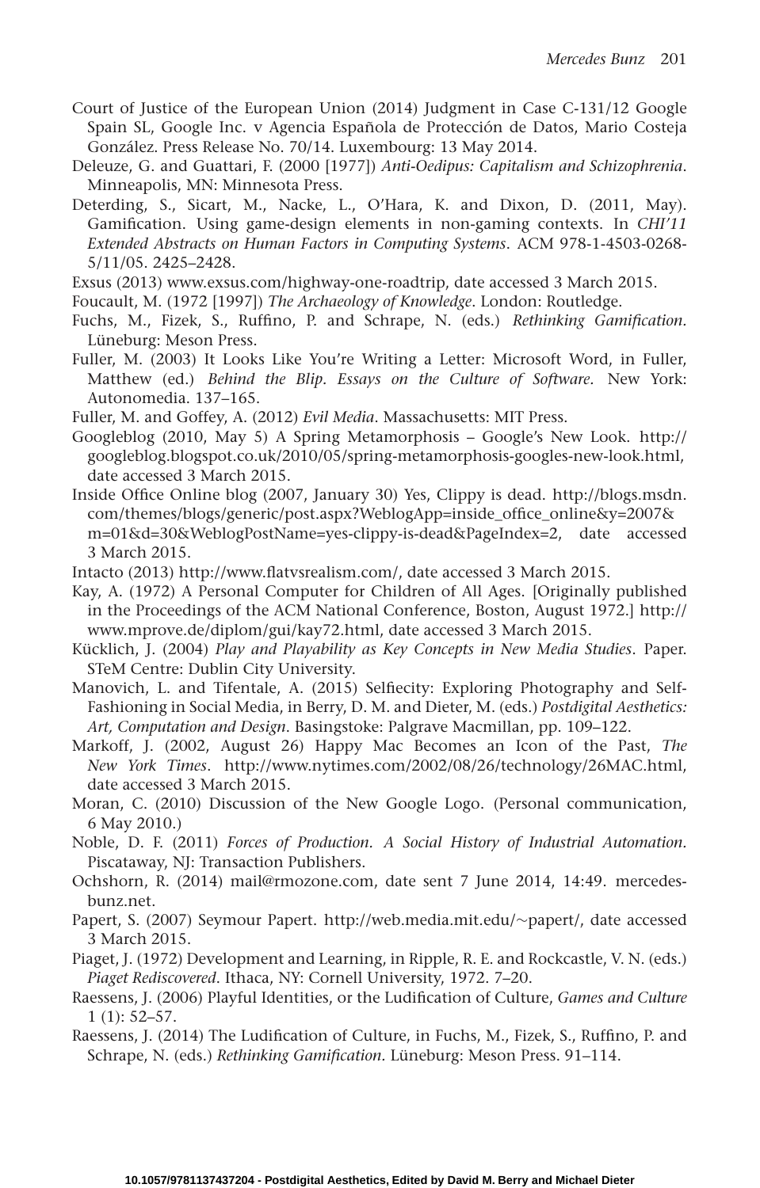Court of Justice of the European Union (2014) Judgment in Case C-131/12 Google Spain SL, Google Inc. v Agencia Española de Protección de Datos, Mario Costeja González. Press Release No. 70/14. Luxembourg: 13 May 2014.

Deleuze, G. and Guattari, F. (2000 [1977]) *Anti-Oedipus: Capitalism and Schizophrenia*. Minneapolis, MN: Minnesota Press.

Deterding, S., Sicart, M., Nacke, L., O'Hara, K. and Dixon, D. (2011, May). Gamification. Using game-design elements in non-gaming contexts. In *CHI'11 Extended Abstracts on Human Factors in Computing Systems*. ACM 978-1-4503-0268-5/11/05. 2425–2428.

Exsus (2013) www.exsus.com/highway-one-roadtrip, date accessed 3 March 2015.

Foucault, M. (1972 [1997]) *The Archaeology of Knowledge*. London: Routledge.

Fuchs, M., Fizek, S., Ruffino, P. and Schrape, N. (eds.) *Rethinking Gamification.* Lüneburg: Meson Press.

Fuller, M. (2003) It Looks Like You're Writing a Letter: Microsoft Word, in Fuller, Matthew (ed.) *Behind the Blip. Essays on the Culture of Software*. New York: Autonomedia. 137–165.

Fuller, M. and Goffey, A. (2012) *Evil Media*. Massachusetts: MIT Press.

Googleblog (2010, May 5) A Spring Metamorphosis – Google's New Look. http://googleblog.blogspot.co.uk/2010/05/spring-metamorphosis-googles-new-look.html, date accessed 3 March 2015.

Inside Office Online blog (2007, January 30) Yes, Clippy is dead. http://blogs.msdn.com/themes/blogs/generic/post.aspx?WeblogApp=inside_office_online&y=2007&m=01&d=30&WeblogPostName=yes-clippy-is-dead&PageIndex=2, date accessed 3 March 2015.

Intacto (2013) http://www.flatvsrealism.com/, date accessed 3 March 2015.

Kay, A. (1972) A Personal Computer for Children of All Ages. [Originally published in the Proceedings of the ACM National Conference, Boston, August 1972.] http://www.mprove.de/diplom/gui/kay72.html, date accessed 3 March 2015.

Kücklich, J. (2004) *Play and Playability as Key Concepts in New Media Studies*. Paper. STeM Centre: Dublin City University.

Manovich, L. and Tifentale, A. (2015) Selfiecity: Exploring Photography and Self-Fashioning in Social Media, in Berry, D. M. and Dieter, M. (eds.) *Postdigital Aesthetics: Art, Computation and Design*. Basingstoke: Palgrave Macmillan, pp. 109–122.

Markoff, J. (2002, August 26) Happy Mac Becomes an Icon of the Past, *The New York Times*. http://www.nytimes.com/2002/08/26/technology/26MAC.html, date accessed 3 March 2015.

Moran, C. (2010) Discussion of the New Google Logo. (Personal communication, 6 May 2010.)

Noble, D. F. (2011) *Forces of Production. A Social History of Industrial Automation*. Piscataway, NJ: Transaction Publishers.

Ochshorn, R. (2014) mail@rmozone.com, date sent 7 June 2014, 14:49. mercedes-bunz.net.

Papert, S. (2007) Seymour Papert. http://web.media.mit.edu/~papert/, date accessed 3 March 2015.

Piaget, J. (1972) Development and Learning, in Ripple, R. E. and Rockcastle, V. N. (eds.) *Piaget Rediscovered*. Ithaca, NY: Cornell University, 1972. 7–20.

Raessens, J. (2006) Playful Identities, or the Ludification of Culture, *Games and Culture* 1 (1): 52–57.

Raessens, J. (2014) The Ludification of Culture, in Fuchs, M., Fizek, S., Ruffino, P. and Schrape, N. (eds.) *Rethinking Gamification*. Lüneburg: Meson Press. 91–114.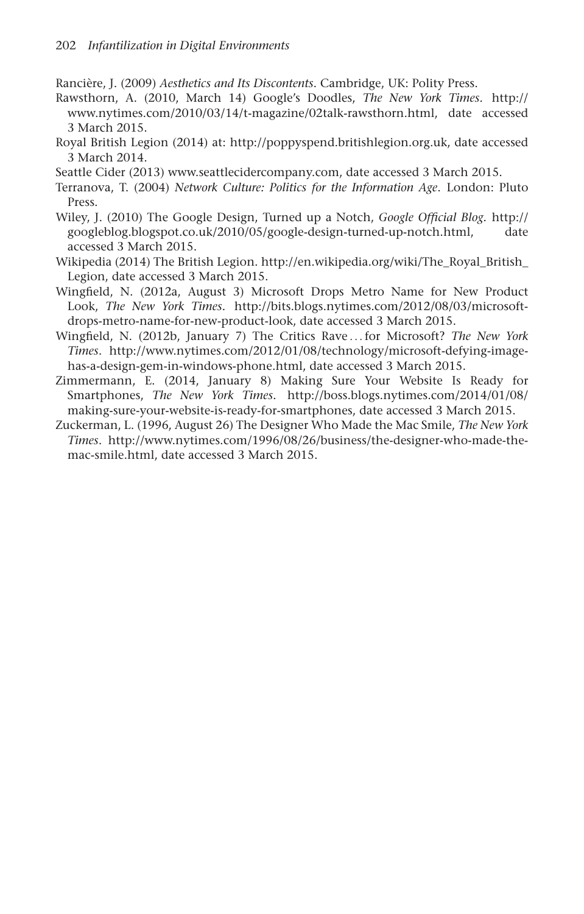Rancière, J. (2009) *Aesthetics and Its Discontents*. Cambridge, UK: Polity Press.

Rawsthorn, A. (2010, March 14) Google's Doodles, *The New York Times*. http://www.nytimes.com/2010/03/14/t-magazine/02talk-rawsthorn.html, date accessed 3 March 2015.

Royal British Legion (2014) at: http://poppyspend.britishlegion.org.uk, date accessed 3 March 2014.

Seattle Cider (2013) www.seattlecidercompany.com, date accessed 3 March 2015.

Terranova, T. (2004) *Network Culture: Politics for the Information Age*. London: Pluto Press.

Wiley, J. (2010) The Google Design, Turned up a Notch, *Google Official Blog*. http://googleblog.blogspot.co.uk/2010/05/google-design-turned-up-notch.html, date accessed 3 March 2015.

Wikipedia (2014) The British Legion. http://en.wikipedia.org/wiki/The_Royal_British_Legion, date accessed 3 March 2015.

Wingfield, N. (2012a, August 3) Microsoft Drops Metro Name for New Product Look, *The New York Times*. http://bits.blogs.nytimes.com/2012/08/03/microsoft-drops-metro-name-for-new-product-look, date accessed 3 March 2015.

Wingfield, N. (2012b, January 7) The Critics Rave … for Microsoft? *The New York Times*. http://www.nytimes.com/2012/01/08/technology/microsoft-defying-image-has-a-design-gem-in-windows-phone.html, date accessed 3 March 2015.

Zimmermann, E. (2014, January 8) Making Sure Your Website Is Ready for Smartphones, *The New York Times*. http://boss.blogs.nytimes.com/2014/01/08/making-sure-your-website-is-ready-for-smartphones, date accessed 3 March 2015.

Zuckerman, L. (1996, August 26) The Designer Who Made the Mac Smile, *The New York Times*. http://www.nytimes.com/1996/08/26/business/the-designer-who-made-the-mac-smile.html, date accessed 3 March 2015.